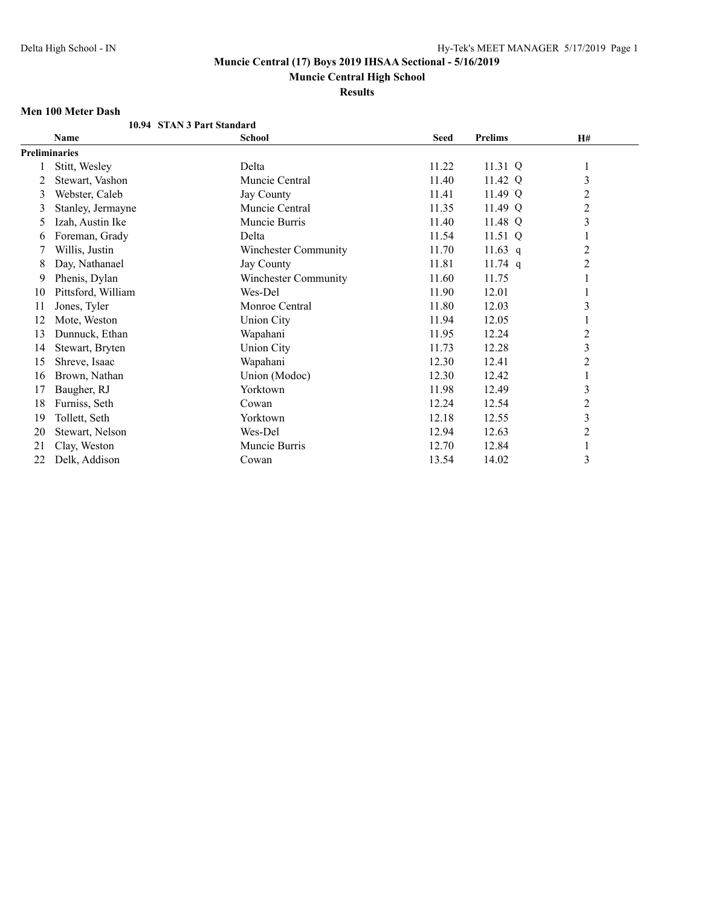**Muncie Central (17) Boys 2019 IHSAA Sectional - 5/16/2019**

**Muncie Central High School**

**Results**

### Men 100 Meter Dash

**10.94 STAN 3 Part Standard**

| | Name | School | Seed | Prelims | H# |
|---|---|---|---|---|---|
| **Preliminaries** | | | | | |
| 1 | Stitt, Wesley | Delta | 11.22 | 11.31 Q | 1 |
| 2 | Stewart, Vashon | Muncie Central | 11.40 | 11.42 Q | 3 |
| 3 | Webster, Caleb | Jay County | 11.41 | 11.49 Q | 2 |
| 3 | Stanley, Jermayne | Muncie Central | 11.35 | 11.49 Q | 2 |
| 5 | Izah, Austin Ike | Muncie Burris | 11.40 | 11.48 Q | 3 |
| 6 | Foreman, Grady | Delta | 11.54 | 11.51 Q | 1 |
| 7 | Willis, Justin | Winchester Community | 11.70 | 11.63 q | 2 |
| 8 | Day, Nathanael | Jay County | 11.81 | 11.74 q | 2 |
| 9 | Phenis, Dylan | Winchester Community | 11.60 | 11.75 | 1 |
| 10 | Pittsford, William | Wes-Del | 11.90 | 12.01 | 1 |
| 11 | Jones, Tyler | Monroe Central | 11.80 | 12.03 | 3 |
| 12 | Mote, Weston | Union City | 11.94 | 12.05 | 1 |
| 13 | Dunnuck, Ethan | Wapahani | 11.95 | 12.24 | 2 |
| 14 | Stewart, Bryten | Union City | 11.73 | 12.28 | 3 |
| 15 | Shreve, Isaac | Wapahani | 12.30 | 12.41 | 2 |
| 16 | Brown, Nathan | Union (Modoc) | 12.30 | 12.42 | 1 |
| 17 | Baugher, RJ | Yorktown | 11.98 | 12.49 | 3 |
| 18 | Furniss, Seth | Cowan | 12.24 | 12.54 | 2 |
| 19 | Tollett, Seth | Yorktown | 12.18 | 12.55 | 3 |
| 20 | Stewart, Nelson | Wes-Del | 12.94 | 12.63 | 2 |
| 21 | Clay, Weston | Muncie Burris | 12.70 | 12.84 | 1 |
| 22 | Delk, Addison | Cowan | 13.54 | 14.02 | 3 |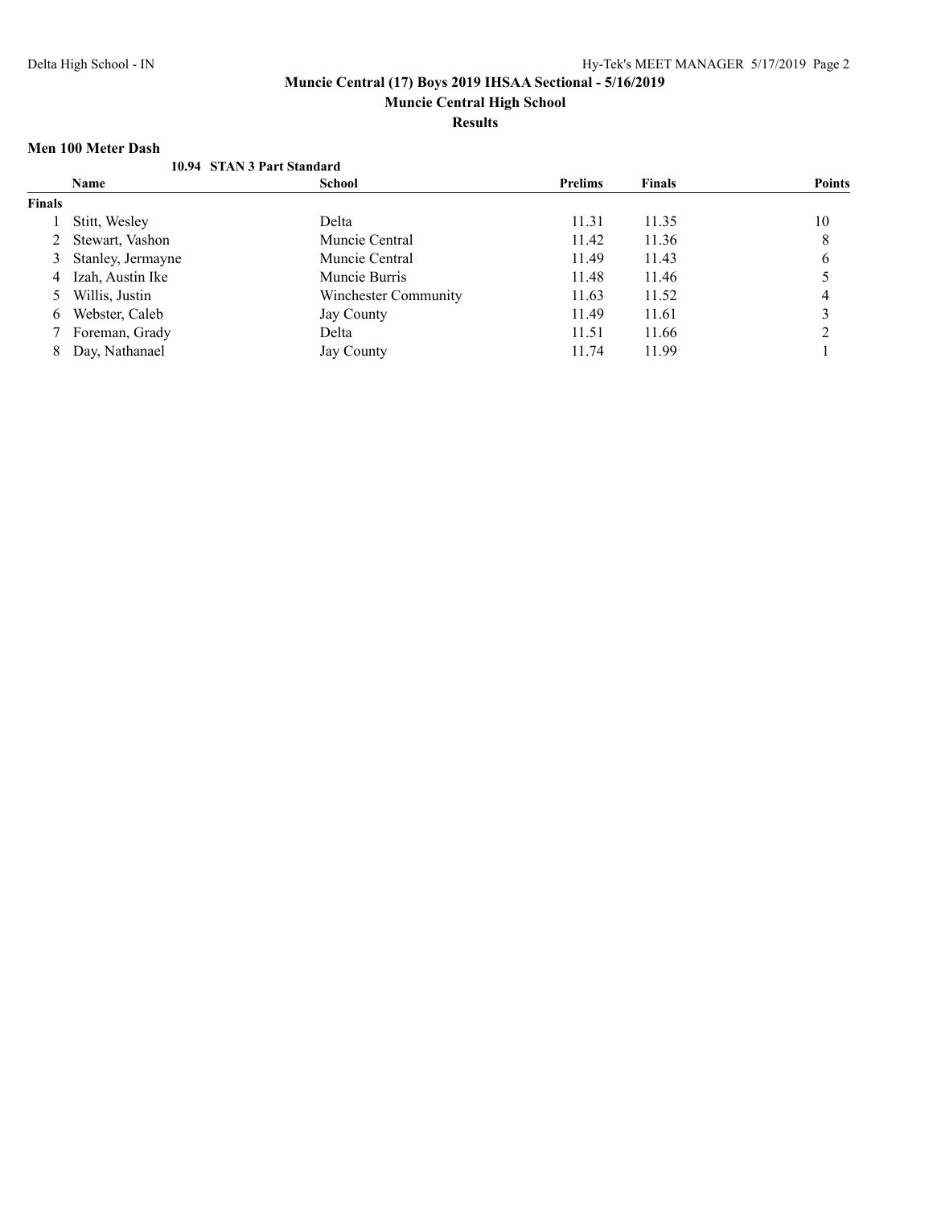## Muncie Central (17) Boys 2019 IHSAA Sectional - 5/16/2019

**Muncie Central High School**

**Results**

### Men 100 Meter Dash

**10.94 STAN 3 Part Standard**

| | Name | School | Prelims | Finals | Points |
|---|---|---|---|---|---|
| **Finals** | | | | | |
| 1 | Stitt, Wesley | Delta | 11.31 | 11.35 | 10 |
| 2 | Stewart, Vashon | Muncie Central | 11.42 | 11.36 | 8 |
| 3 | Stanley, Jermayne | Muncie Central | 11.49 | 11.43 | 6 |
| 4 | Izah, Austin Ike | Muncie Burris | 11.48 | 11.46 | 5 |
| 5 | Willis, Justin | Winchester Community | 11.63 | 11.52 | 4 |
| 6 | Webster, Caleb | Jay County | 11.49 | 11.61 | 3 |
| 7 | Foreman, Grady | Delta | 11.51 | 11.66 | 2 |
| 8 | Day, Nathanael | Jay County | 11.74 | 11.99 | 1 |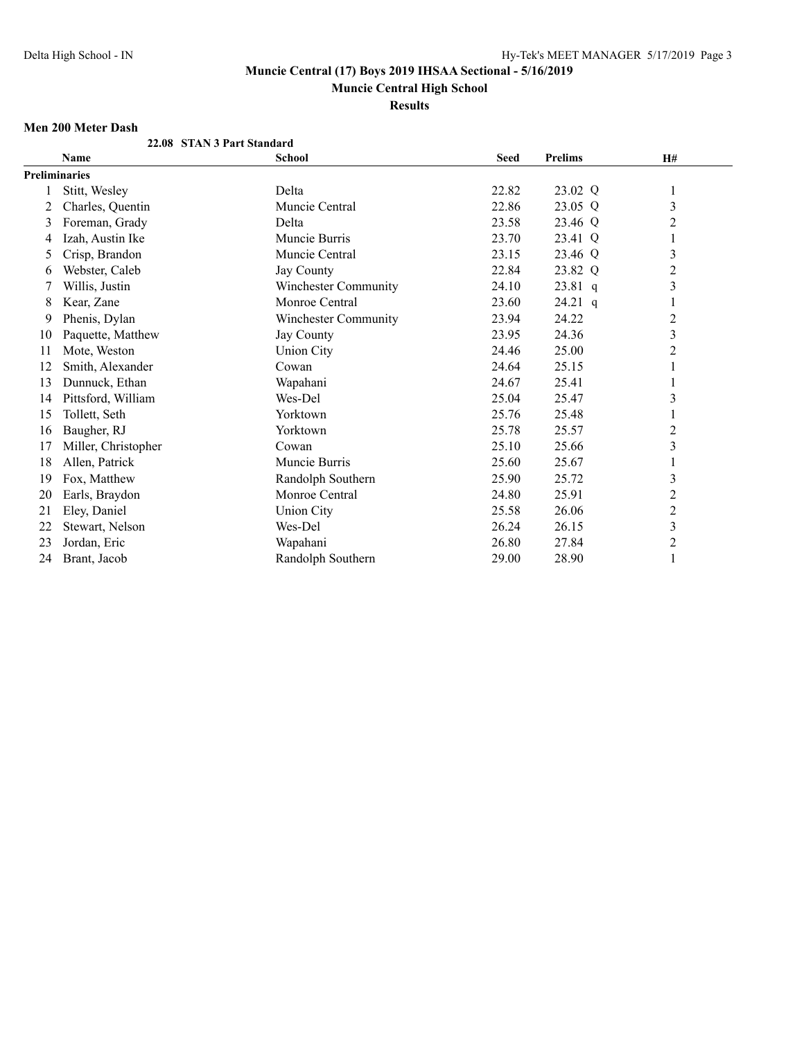**Muncie Central (17) Boys 2019 IHSAA Sectional - 5/16/2019**

**Muncie Central High School**

**Results**

### Men 200 Meter Dash

**22.08 STAN 3 Part Standard**

| | Name | School | Seed | Prelims | H# |
|---|---|---|---|---|---|
| **Preliminaries** | | | | | |
| 1 | Stitt, Wesley | Delta | 22.82 | 23.02 Q | 1 |
| 2 | Charles, Quentin | Muncie Central | 22.86 | 23.05 Q | 3 |
| 3 | Foreman, Grady | Delta | 23.58 | 23.46 Q | 2 |
| 4 | Izah, Austin Ike | Muncie Burris | 23.70 | 23.41 Q | 1 |
| 5 | Crisp, Brandon | Muncie Central | 23.15 | 23.46 Q | 3 |
| 6 | Webster, Caleb | Jay County | 22.84 | 23.82 Q | 2 |
| 7 | Willis, Justin | Winchester Community | 24.10 | 23.81 q | 3 |
| 8 | Kear, Zane | Monroe Central | 23.60 | 24.21 q | 1 |
| 9 | Phenis, Dylan | Winchester Community | 23.94 | 24.22 | 2 |
| 10 | Paquette, Matthew | Jay County | 23.95 | 24.36 | 3 |
| 11 | Mote, Weston | Union City | 24.46 | 25.00 | 2 |
| 12 | Smith, Alexander | Cowan | 24.64 | 25.15 | 1 |
| 13 | Dunnuck, Ethan | Wapahani | 24.67 | 25.41 | 1 |
| 14 | Pittsford, William | Wes-Del | 25.04 | 25.47 | 3 |
| 15 | Tollett, Seth | Yorktown | 25.76 | 25.48 | 1 |
| 16 | Baugher, RJ | Yorktown | 25.78 | 25.57 | 2 |
| 17 | Miller, Christopher | Cowan | 25.10 | 25.66 | 3 |
| 18 | Allen, Patrick | Muncie Burris | 25.60 | 25.67 | 1 |
| 19 | Fox, Matthew | Randolph Southern | 25.90 | 25.72 | 3 |
| 20 | Earls, Braydon | Monroe Central | 24.80 | 25.91 | 2 |
| 21 | Eley, Daniel | Union City | 25.58 | 26.06 | 2 |
| 22 | Stewart, Nelson | Wes-Del | 26.24 | 26.15 | 3 |
| 23 | Jordan, Eric | Wapahani | 26.80 | 27.84 | 2 |
| 24 | Brant, Jacob | Randolph Southern | 29.00 | 28.90 | 1 |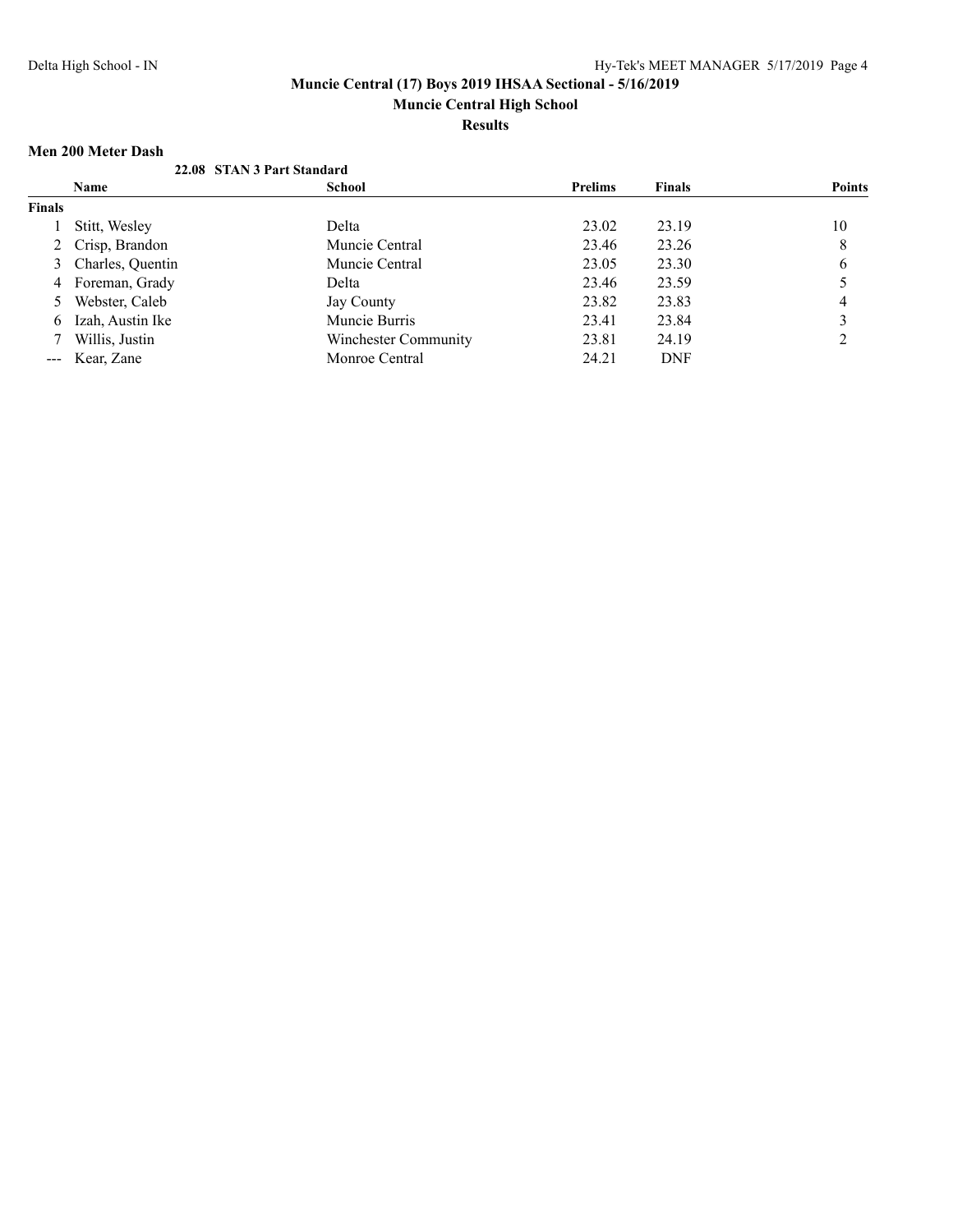**Muncie Central (17) Boys 2019 IHSAA Sectional - 5/16/2019**

**Muncie Central High School**

**Results**

### Men 200 Meter Dash

**22.08 STAN 3 Part Standard**

| | Name | School | Prelims | Finals | Points |
|---|---|---|---|---|---|
| **Finals** | | | | | |
| 1 | Stitt, Wesley | Delta | 23.02 | 23.19 | 10 |
| 2 | Crisp, Brandon | Muncie Central | 23.46 | 23.26 | 8 |
| 3 | Charles, Quentin | Muncie Central | 23.05 | 23.30 | 6 |
| 4 | Foreman, Grady | Delta | 23.46 | 23.59 | 5 |
| 5 | Webster, Caleb | Jay County | 23.82 | 23.83 | 4 |
| 6 | Izah, Austin Ike | Muncie Burris | 23.41 | 23.84 | 3 |
| 7 | Willis, Justin | Winchester Community | 23.81 | 24.19 | 2 |
| --- | Kear, Zane | Monroe Central | 24.21 | DNF | |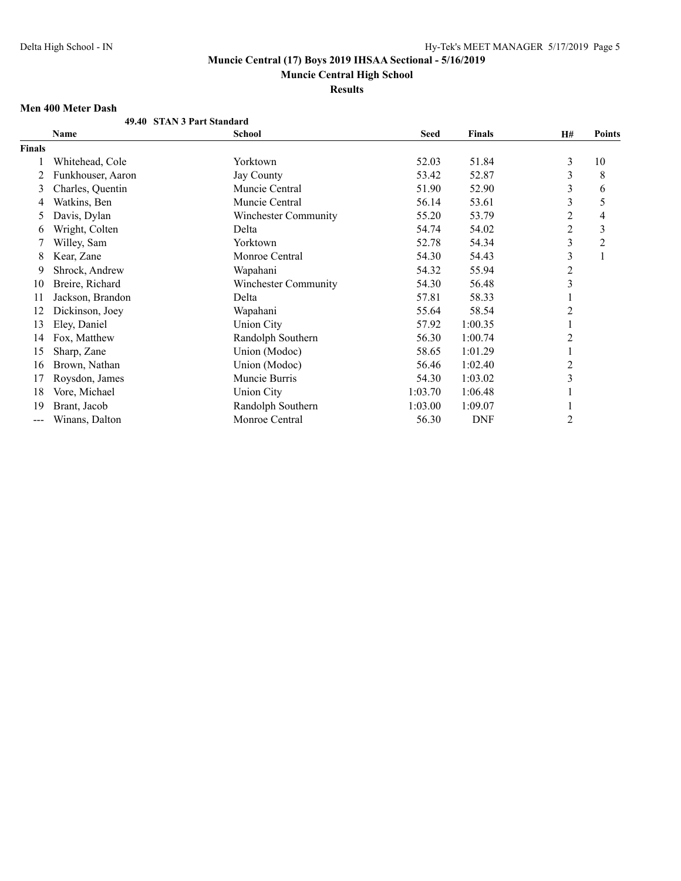## Muncie Central (17) Boys 2019 IHSAA Sectional - 5/16/2019

**Muncie Central High School**

**Results**

### Men 400 Meter Dash

**49.40 STAN 3 Part Standard**

| | Name | School | Seed | Finals | H# | Points |
|---|---|---|---|---|---|---|
| **Finals** | | | | | | |
| 1 | Whitehead, Cole | Yorktown | 52.03 | 51.84 | 3 | 10 |
| 2 | Funkhouser, Aaron | Jay County | 53.42 | 52.87 | 3 | 8 |
| 3 | Charles, Quentin | Muncie Central | 51.90 | 52.90 | 3 | 6 |
| 4 | Watkins, Ben | Muncie Central | 56.14 | 53.61 | 3 | 5 |
| 5 | Davis, Dylan | Winchester Community | 55.20 | 53.79 | 2 | 4 |
| 6 | Wright, Colten | Delta | 54.74 | 54.02 | 2 | 3 |
| 7 | Willey, Sam | Yorktown | 52.78 | 54.34 | 3 | 2 |
| 8 | Kear, Zane | Monroe Central | 54.30 | 54.43 | 3 | 1 |
| 9 | Shrock, Andrew | Wapahani | 54.32 | 55.94 | 2 | |
| 10 | Breire, Richard | Winchester Community | 54.30 | 56.48 | 3 | |
| 11 | Jackson, Brandon | Delta | 57.81 | 58.33 | 1 | |
| 12 | Dickinson, Joey | Wapahani | 55.64 | 58.54 | 2 | |
| 13 | Eley, Daniel | Union City | 57.92 | 1:00.35 | 1 | |
| 14 | Fox, Matthew | Randolph Southern | 56.30 | 1:00.74 | 2 | |
| 15 | Sharp, Zane | Union (Modoc) | 58.65 | 1:01.29 | 1 | |
| 16 | Brown, Nathan | Union (Modoc) | 56.46 | 1:02.40 | 2 | |
| 17 | Roysdon, James | Muncie Burris | 54.30 | 1:03.02 | 3 | |
| 18 | Vore, Michael | Union City | 1:03.70 | 1:06.48 | 1 | |
| 19 | Brant, Jacob | Randolph Southern | 1:03.00 | 1:09.07 | 1 | |
| --- | Winans, Dalton | Monroe Central | 56.30 | DNF | 2 | |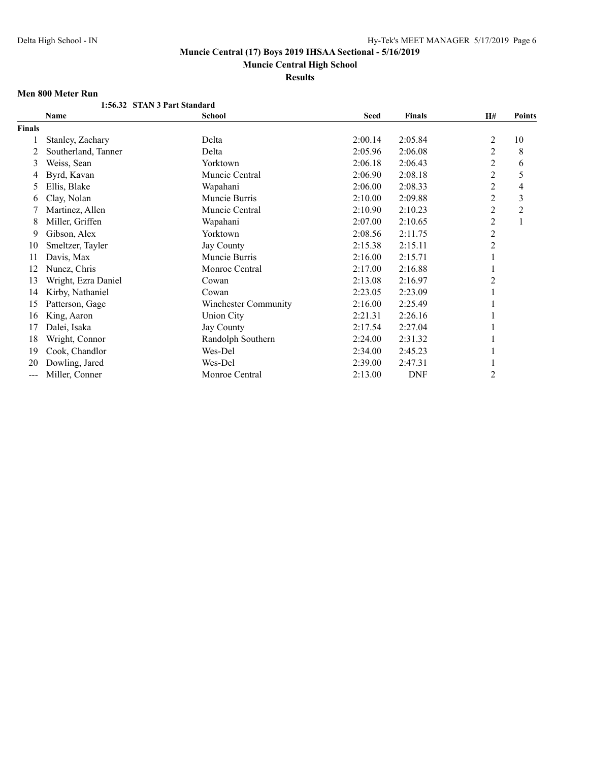**Muncie Central (17) Boys 2019 IHSAA Sectional - 5/16/2019**

**Muncie Central High School**

**Results**

### Men 800 Meter Run

**1:56.32 STAN 3 Part Standard**

| | Name | School | Seed | Finals | H# | Points |
|---|---|---|---|---|---|---|
| **Finals** | | | | | | |
| 1 | Stanley, Zachary | Delta | 2:00.14 | 2:05.84 | 2 | 10 |
| 2 | Southerland, Tanner | Delta | 2:05.96 | 2:06.08 | 2 | 8 |
| 3 | Weiss, Sean | Yorktown | 2:06.18 | 2:06.43 | 2 | 6 |
| 4 | Byrd, Kavan | Muncie Central | 2:06.90 | 2:08.18 | 2 | 5 |
| 5 | Ellis, Blake | Wapahani | 2:06.00 | 2:08.33 | 2 | 4 |
| 6 | Clay, Nolan | Muncie Burris | 2:10.00 | 2:09.88 | 2 | 3 |
| 7 | Martinez, Allen | Muncie Central | 2:10.90 | 2:10.23 | 2 | 2 |
| 8 | Miller, Griffen | Wapahani | 2:07.00 | 2:10.65 | 2 | 1 |
| 9 | Gibson, Alex | Yorktown | 2:08.56 | 2:11.75 | 2 | |
| 10 | Smeltzer, Tayler | Jay County | 2:15.38 | 2:15.11 | 2 | |
| 11 | Davis, Max | Muncie Burris | 2:16.00 | 2:15.71 | 1 | |
| 12 | Nunez, Chris | Monroe Central | 2:17.00 | 2:16.88 | 1 | |
| 13 | Wright, Ezra Daniel | Cowan | 2:13.08 | 2:16.97 | 2 | |
| 14 | Kirby, Nathaniel | Cowan | 2:23.05 | 2:23.09 | 1 | |
| 15 | Patterson, Gage | Winchester Community | 2:16.00 | 2:25.49 | 1 | |
| 16 | King, Aaron | Union City | 2:21.31 | 2:26.16 | 1 | |
| 17 | Dalei, Isaka | Jay County | 2:17.54 | 2:27.04 | 1 | |
| 18 | Wright, Connor | Randolph Southern | 2:24.00 | 2:31.32 | 1 | |
| 19 | Cook, Chandlor | Wes-Del | 2:34.00 | 2:45.23 | 1 | |
| 20 | Dowling, Jared | Wes-Del | 2:39.00 | 2:47.31 | 1 | |
| --- | Miller, Conner | Monroe Central | 2:13.00 | DNF | 2 | |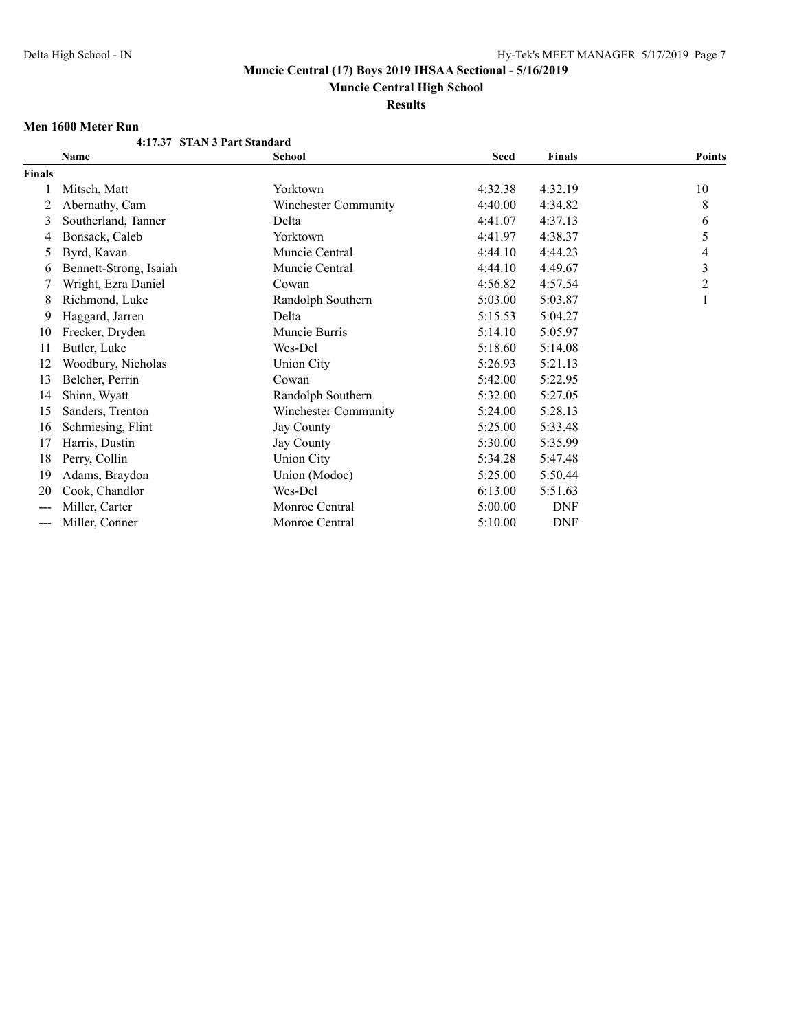**Muncie Central (17) Boys 2019 IHSAA Sectional - 5/16/2019**

**Muncie Central High School**

**Results**

### Men 1600 Meter Run

**4:17.37 STAN 3 Part Standard**

| | Name | School | Seed | Finals | Points |
|---|---|---|---|---|---|
| **Finals** | | | | | |
| 1 | Mitsch, Matt | Yorktown | 4:32.38 | 4:32.19 | 10 |
| 2 | Abernathy, Cam | Winchester Community | 4:40.00 | 4:34.82 | 8 |
| 3 | Southerland, Tanner | Delta | 4:41.07 | 4:37.13 | 6 |
| 4 | Bonsack, Caleb | Yorktown | 4:41.97 | 4:38.37 | 5 |
| 5 | Byrd, Kavan | Muncie Central | 4:44.10 | 4:44.23 | 4 |
| 6 | Bennett-Strong, Isaiah | Muncie Central | 4:44.10 | 4:49.67 | 3 |
| 7 | Wright, Ezra Daniel | Cowan | 4:56.82 | 4:57.54 | 2 |
| 8 | Richmond, Luke | Randolph Southern | 5:03.00 | 5:03.87 | 1 |
| 9 | Haggard, Jarren | Delta | 5:15.53 | 5:04.27 | |
| 10 | Frecker, Dryden | Muncie Burris | 5:14.10 | 5:05.97 | |
| 11 | Butler, Luke | Wes-Del | 5:18.60 | 5:14.08 | |
| 12 | Woodbury, Nicholas | Union City | 5:26.93 | 5:21.13 | |
| 13 | Belcher, Perrin | Cowan | 5:42.00 | 5:22.95 | |
| 14 | Shinn, Wyatt | Randolph Southern | 5:32.00 | 5:27.05 | |
| 15 | Sanders, Trenton | Winchester Community | 5:24.00 | 5:28.13 | |
| 16 | Schmiesing, Flint | Jay County | 5:25.00 | 5:33.48 | |
| 17 | Harris, Dustin | Jay County | 5:30.00 | 5:35.99 | |
| 18 | Perry, Collin | Union City | 5:34.28 | 5:47.48 | |
| 19 | Adams, Braydon | Union (Modoc) | 5:25.00 | 5:50.44 | |
| 20 | Cook, Chandlor | Wes-Del | 6:13.00 | 5:51.63 | |
| --- | Miller, Carter | Monroe Central | 5:00.00 | DNF | |
| --- | Miller, Conner | Monroe Central | 5:10.00 | DNF | |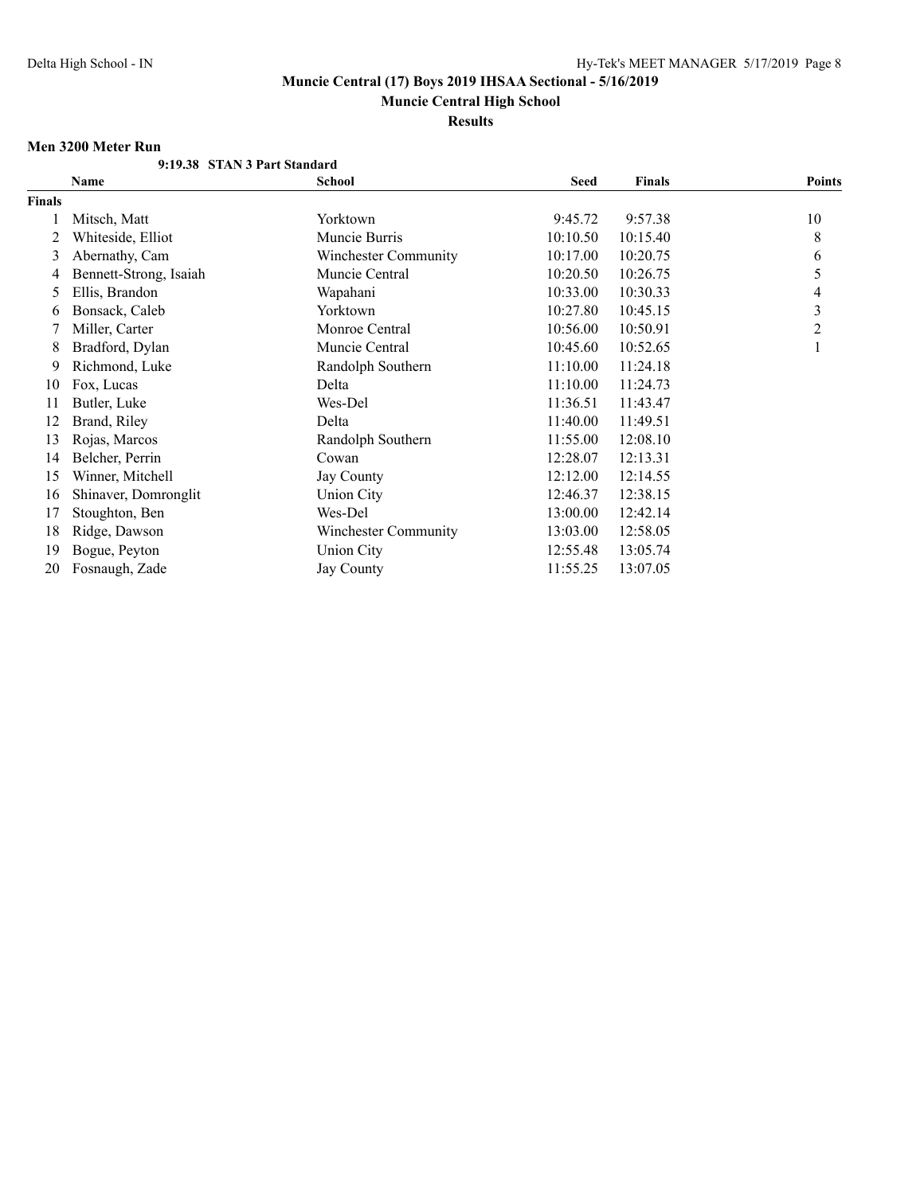# Muncie Central (17) Boys 2019 IHSAA Sectional - 5/16/2019

## Muncie Central High School

## Results

### Men 3200 Meter Run

**9:19.38 STAN 3 Part Standard**

| | Name | School | Seed | Finals | Points |
|---|---|---|---|---|---|
| **Finals** | | | | | |
| 1 | Mitsch, Matt | Yorktown | 9:45.72 | 9:57.38 | 10 |
| 2 | Whiteside, Elliot | Muncie Burris | 10:10.50 | 10:15.40 | 8 |
| 3 | Abernathy, Cam | Winchester Community | 10:17.00 | 10:20.75 | 6 |
| 4 | Bennett-Strong, Isaiah | Muncie Central | 10:20.50 | 10:26.75 | 5 |
| 5 | Ellis, Brandon | Wapahani | 10:33.00 | 10:30.33 | 4 |
| 6 | Bonsack, Caleb | Yorktown | 10:27.80 | 10:45.15 | 3 |
| 7 | Miller, Carter | Monroe Central | 10:56.00 | 10:50.91 | 2 |
| 8 | Bradford, Dylan | Muncie Central | 10:45.60 | 10:52.65 | 1 |
| 9 | Richmond, Luke | Randolph Southern | 11:10.00 | 11:24.18 | |
| 10 | Fox, Lucas | Delta | 11:10.00 | 11:24.73 | |
| 11 | Butler, Luke | Wes-Del | 11:36.51 | 11:43.47 | |
| 12 | Brand, Riley | Delta | 11:40.00 | 11:49.51 | |
| 13 | Rojas, Marcos | Randolph Southern | 11:55.00 | 12:08.10 | |
| 14 | Belcher, Perrin | Cowan | 12:28.07 | 12:13.31 | |
| 15 | Winner, Mitchell | Jay County | 12:12.00 | 12:14.55 | |
| 16 | Shinaver, Domronglit | Union City | 12:46.37 | 12:38.15 | |
| 17 | Stoughton, Ben | Wes-Del | 13:00.00 | 12:42.14 | |
| 18 | Ridge, Dawson | Winchester Community | 13:03.00 | 12:58.05 | |
| 19 | Bogue, Peyton | Union City | 12:55.48 | 13:05.74 | |
| 20 | Fosnaugh, Zade | Jay County | 11:55.25 | 13:07.05 | |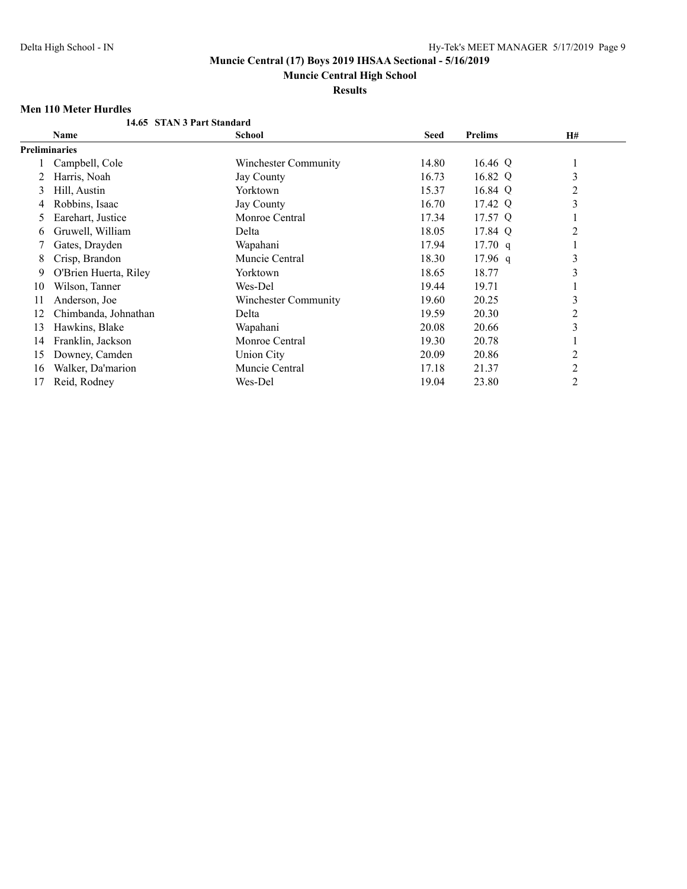# Muncie Central (17) Boys 2019 IHSAA Sectional - 5/16/2019

## Muncie Central High School

### Results

**Men 110 Meter Hurdles**

14.65 STAN 3 Part Standard

| | Name | School | Seed | Prelims | H# |
|---|---|---|---|---|---|
| **Preliminaries** | | | | | |
| 1 | Campbell, Cole | Winchester Community | 14.80 | 16.46 Q | 1 |
| 2 | Harris, Noah | Jay County | 16.73 | 16.82 Q | 3 |
| 3 | Hill, Austin | Yorktown | 15.37 | 16.84 Q | 2 |
| 4 | Robbins, Isaac | Jay County | 16.70 | 17.42 Q | 3 |
| 5 | Earehart, Justice | Monroe Central | 17.34 | 17.57 Q | 1 |
| 6 | Gruwell, William | Delta | 18.05 | 17.84 Q | 2 |
| 7 | Gates, Drayden | Wapahani | 17.94 | 17.70 q | 1 |
| 8 | Crisp, Brandon | Muncie Central | 18.30 | 17.96 q | 3 |
| 9 | O'Brien Huerta, Riley | Yorktown | 18.65 | 18.77 | 3 |
| 10 | Wilson, Tanner | Wes-Del | 19.44 | 19.71 | 1 |
| 11 | Anderson, Joe | Winchester Community | 19.60 | 20.25 | 3 |
| 12 | Chimbanda, Johnathan | Delta | 19.59 | 20.30 | 2 |
| 13 | Hawkins, Blake | Wapahani | 20.08 | 20.66 | 3 |
| 14 | Franklin, Jackson | Monroe Central | 19.30 | 20.78 | 1 |
| 15 | Downey, Camden | Union City | 20.09 | 20.86 | 2 |
| 16 | Walker, Da'marion | Muncie Central | 17.18 | 21.37 | 2 |
| 17 | Reid, Rodney | Wes-Del | 19.04 | 23.80 | 2 |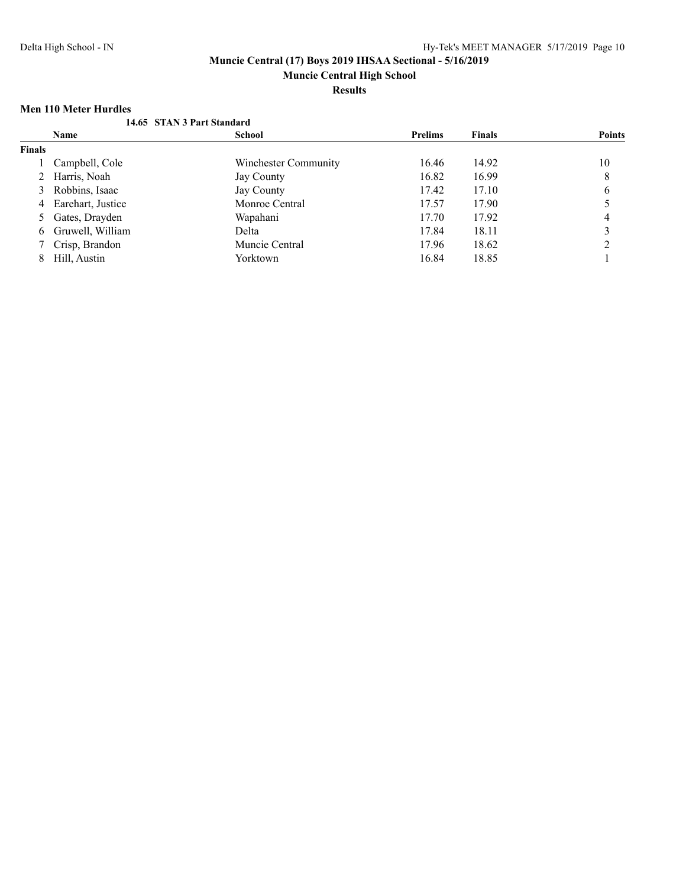**Muncie Central (17) Boys 2019 IHSAA Sectional - 5/16/2019**

**Muncie Central High School**

**Results**

### Men 110 Meter Hurdles

**14.65 STAN 3 Part Standard**

| | Name | School | Prelims | Finals | Points |
|---|---|---|---|---|---|
| **Finals** | | | | | |
| 1 | Campbell, Cole | Winchester Community | 16.46 | 14.92 | 10 |
| 2 | Harris, Noah | Jay County | 16.82 | 16.99 | 8 |
| 3 | Robbins, Isaac | Jay County | 17.42 | 17.10 | 6 |
| 4 | Earehart, Justice | Monroe Central | 17.57 | 17.90 | 5 |
| 5 | Gates, Drayden | Wapahani | 17.70 | 17.92 | 4 |
| 6 | Gruwell, William | Delta | 17.84 | 18.11 | 3 |
| 7 | Crisp, Brandon | Muncie Central | 17.96 | 18.62 | 2 |
| 8 | Hill, Austin | Yorktown | 16.84 | 18.85 | 1 |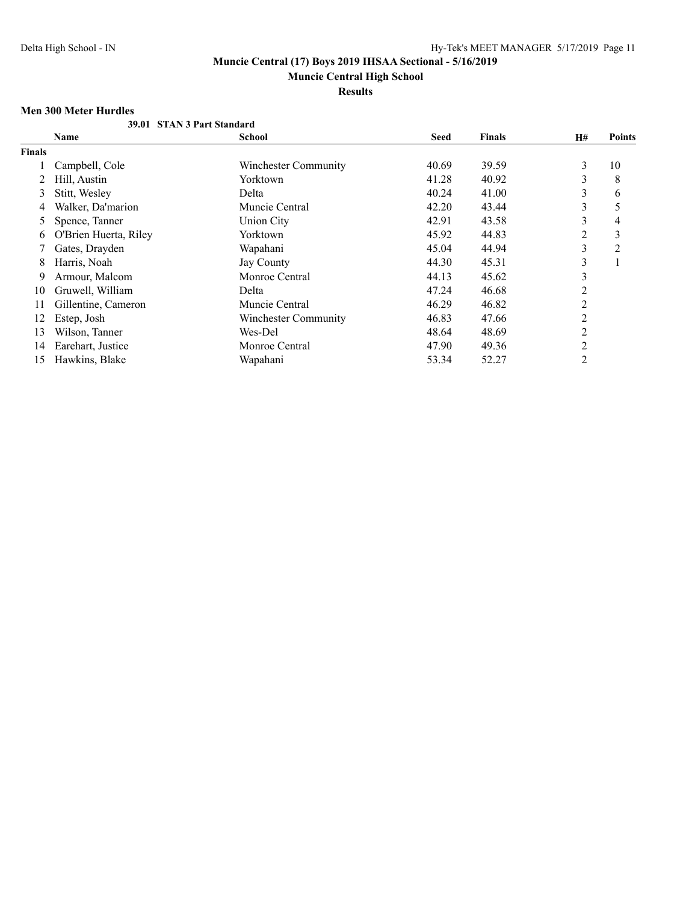**Muncie Central (17) Boys 2019 IHSAA Sectional - 5/16/2019**

**Muncie Central High School**

**Results**

### Men 300 Meter Hurdles

**39.01 STAN 3 Part Standard**

| | Name | School | Seed | Finals | H# | Points |
|---|---|---|---|---|---|---|
| **Finals** | | | | | | |
| 1 | Campbell, Cole | Winchester Community | 40.69 | 39.59 | 3 | 10 |
| 2 | Hill, Austin | Yorktown | 41.28 | 40.92 | 3 | 8 |
| 3 | Stitt, Wesley | Delta | 40.24 | 41.00 | 3 | 6 |
| 4 | Walker, Da'marion | Muncie Central | 42.20 | 43.44 | 3 | 5 |
| 5 | Spence, Tanner | Union City | 42.91 | 43.58 | 3 | 4 |
| 6 | O'Brien Huerta, Riley | Yorktown | 45.92 | 44.83 | 2 | 3 |
| 7 | Gates, Drayden | Wapahani | 45.04 | 44.94 | 3 | 2 |
| 8 | Harris, Noah | Jay County | 44.30 | 45.31 | 3 | 1 |
| 9 | Armour, Malcom | Monroe Central | 44.13 | 45.62 | 3 | |
| 10 | Gruwell, William | Delta | 47.24 | 46.68 | 2 | |
| 11 | Gillentine, Cameron | Muncie Central | 46.29 | 46.82 | 2 | |
| 12 | Estep, Josh | Winchester Community | 46.83 | 47.66 | 2 | |
| 13 | Wilson, Tanner | Wes-Del | 48.64 | 48.69 | 2 | |
| 14 | Earehart, Justice | Monroe Central | 47.90 | 49.36 | 2 | |
| 15 | Hawkins, Blake | Wapahani | 53.34 | 52.27 | 2 | |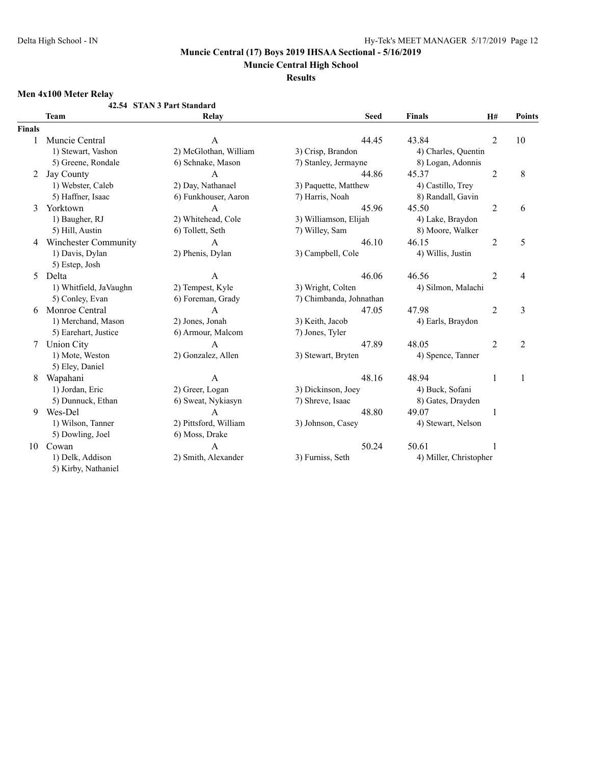# Muncie Central (17) Boys 2019 IHSAA Sectional - 5/16/2019

## Muncie Central High School

### Results

**Men 4x100 Meter Relay**

**42.54 STAN 3 Part Standard**

| | Team | Relay | Seed | Finals | H# | Points |
|---|---|---|---|---|---|---|
| **Finals** | | | | | | |
| 1 | Muncie Central | A | 44.45 | 43.84 | 2 | 10 |
| | 1) Stewart, Vashon | 2) McGlothan, William | 3) Crisp, Brandon | 4) Charles, Quentin | | |
| | 5) Greene, Rondale | 6) Schnake, Mason | 7) Stanley, Jermayne | 8) Logan, Adonnis | | |
| 2 | Jay County | A | 44.86 | 45.37 | 2 | 8 |
| | 1) Webster, Caleb | 2) Day, Nathanael | 3) Paquette, Matthew | 4) Castillo, Trey | | |
| | 5) Haffner, Isaac | 6) Funkhouser, Aaron | 7) Harris, Noah | 8) Randall, Gavin | | |
| 3 | Yorktown | A | 45.96 | 45.50 | 2 | 6 |
| | 1) Baugher, RJ | 2) Whitehead, Cole | 3) Williamson, Elijah | 4) Lake, Braydon | | |
| | 5) Hill, Austin | 6) Tollett, Seth | 7) Willey, Sam | 8) Moore, Walker | | |
| 4 | Winchester Community | A | 46.10 | 46.15 | 2 | 5 |
| | 1) Davis, Dylan | 2) Phenis, Dylan | 3) Campbell, Cole | 4) Willis, Justin | | |
| | 5) Estep, Josh | | | | | |
| 5 | Delta | A | 46.06 | 46.56 | 2 | 4 |
| | 1) Whitfield, JaVaughn | 2) Tempest, Kyle | 3) Wright, Colten | 4) Silmon, Malachi | | |
| | 5) Conley, Evan | 6) Foreman, Grady | 7) Chimbanda, Johnathan | | | |
| 6 | Monroe Central | A | 47.05 | 47.98 | 2 | 3 |
| | 1) Merchand, Mason | 2) Jones, Jonah | 3) Keith, Jacob | 4) Earls, Braydon | | |
| | 5) Earehart, Justice | 6) Armour, Malcom | 7) Jones, Tyler | | | |
| 7 | Union City | A | 47.89 | 48.05 | 2 | 2 |
| | 1) Mote, Weston | 2) Gonzalez, Allen | 3) Stewart, Bryten | 4) Spence, Tanner | | |
| | 5) Eley, Daniel | | | | | |
| 8 | Wapahani | A | 48.16 | 48.94 | 1 | 1 |
| | 1) Jordan, Eric | 2) Greer, Logan | 3) Dickinson, Joey | 4) Buck, Sofani | | |
| | 5) Dunnuck, Ethan | 6) Sweat, Nykiasyn | 7) Shreve, Isaac | 8) Gates, Drayden | | |
| 9 | Wes-Del | A | 48.80 | 49.07 | 1 | |
| | 1) Wilson, Tanner | 2) Pittsford, William | 3) Johnson, Casey | 4) Stewart, Nelson | | |
| | 5) Dowling, Joel | 6) Moss, Drake | | | | |
| 10 | Cowan | A | 50.24 | 50.61 | 1 | |
| | 1) Delk, Addison | 2) Smith, Alexander | 3) Furniss, Seth | 4) Miller, Christopher | | |
| | 5) Kirby, Nathaniel | | | | | |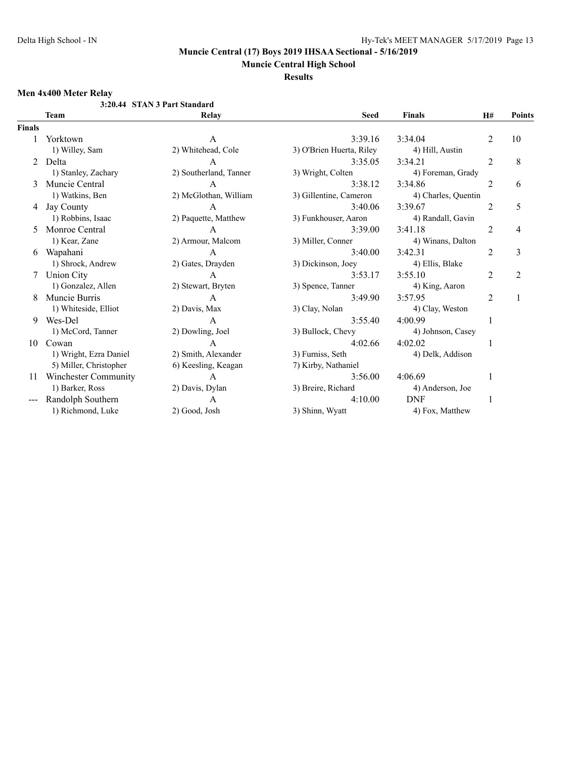## Muncie Central (17) Boys 2019 IHSAA Sectional - 5/16/2019

**Muncie Central High School**

**Results**

### Men 4x400 Meter Relay

**3:20.44 STAN 3 Part Standard**

| | Team | Relay | Seed | Finals | H# | Points |
|---|---|---|---|---|---|---|
| **Finals** | | | | | | |
| 1 | Yorktown | A | 3:39.16 | 3:34.04 | 2 | 10 |
| | 1) Willey, Sam | 2) Whitehead, Cole | 3) O'Brien Huerta, Riley | 4) Hill, Austin | | |
| 2 | Delta | A | 3:35.05 | 3:34.21 | 2 | 8 |
| | 1) Stanley, Zachary | 2) Southerland, Tanner | 3) Wright, Colten | 4) Foreman, Grady | | |
| 3 | Muncie Central | A | 3:38.12 | 3:34.86 | 2 | 6 |
| | 1) Watkins, Ben | 2) McGlothan, William | 3) Gillentine, Cameron | 4) Charles, Quentin | | |
| 4 | Jay County | A | 3:40.06 | 3:39.67 | 2 | 5 |
| | 1) Robbins, Isaac | 2) Paquette, Matthew | 3) Funkhouser, Aaron | 4) Randall, Gavin | | |
| 5 | Monroe Central | A | 3:39.00 | 3:41.18 | 2 | 4 |
| | 1) Kear, Zane | 2) Armour, Malcom | 3) Miller, Conner | 4) Winans, Dalton | | |
| 6 | Wapahani | A | 3:40.00 | 3:42.31 | 2 | 3 |
| | 1) Shrock, Andrew | 2) Gates, Drayden | 3) Dickinson, Joey | 4) Ellis, Blake | | |
| 7 | Union City | A | 3:53.17 | 3:55.10 | 2 | 2 |
| | 1) Gonzalez, Allen | 2) Stewart, Bryten | 3) Spence, Tanner | 4) King, Aaron | | |
| 8 | Muncie Burris | A | 3:49.90 | 3:57.95 | 2 | 1 |
| | 1) Whiteside, Elliot | 2) Davis, Max | 3) Clay, Nolan | 4) Clay, Weston | | |
| 9 | Wes-Del | A | 3:55.40 | 4:00.99 | 1 | |
| | 1) McCord, Tanner | 2) Dowling, Joel | 3) Bullock, Chevy | 4) Johnson, Casey | | |
| 10 | Cowan | A | 4:02.66 | 4:02.02 | 1 | |
| | 1) Wright, Ezra Daniel | 2) Smith, Alexander | 3) Furniss, Seth | 4) Delk, Addison | | |
| | 5) Miller, Christopher | 6) Keesling, Keagan | 7) Kirby, Nathaniel | | | |
| 11 | Winchester Community | A | 3:56.00 | 4:06.69 | 1 | |
| | 1) Barker, Ross | 2) Davis, Dylan | 3) Breire, Richard | 4) Anderson, Joe | | |
| --- | Randolph Southern | A | 4:10.00 | DNF | 1 | |
| | 1) Richmond, Luke | 2) Good, Josh | 3) Shinn, Wyatt | 4) Fox, Matthew | | |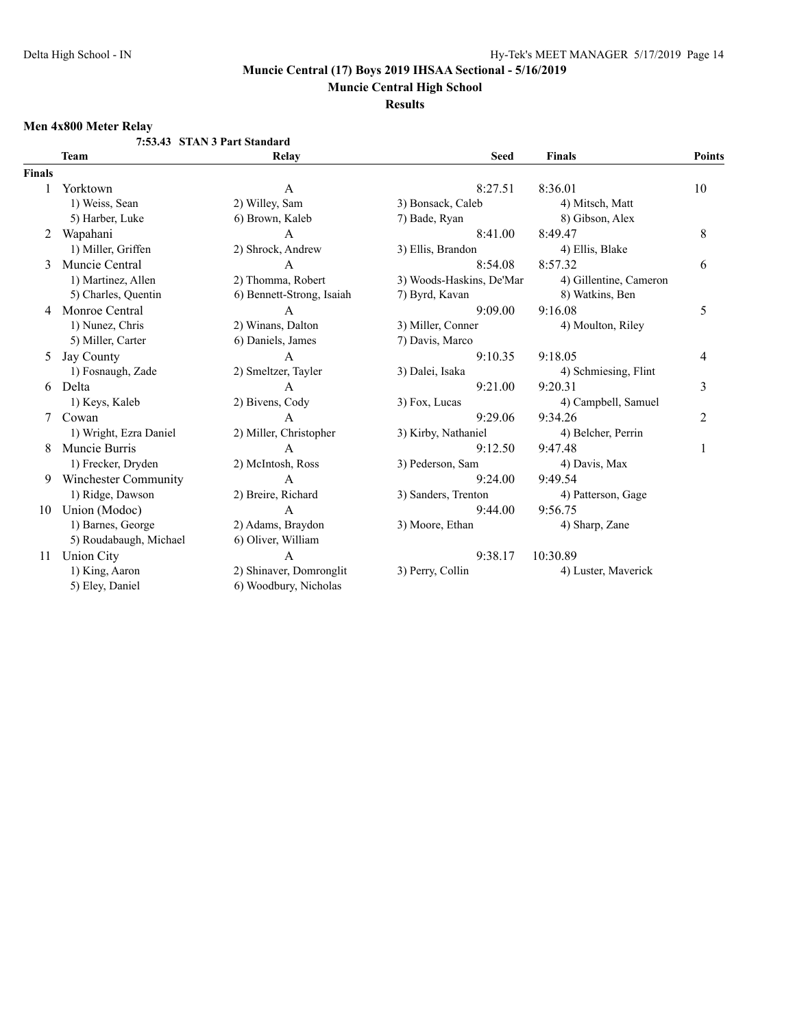**Muncie Central (17) Boys 2019 IHSAA Sectional - 5/16/2019**

**Muncie Central High School**

**Results**

### Men 4x800 Meter Relay

**7:53.43 STAN 3 Part Standard**

| | Team | Relay | Seed | Finals | Points |
|---|---|---|---|---|---|
| **Finals** | | | | | |
| 1 | Yorktown | A | 8:27.51 | 8:36.01 | 10 |
| | 1) Weiss, Sean | 2) Willey, Sam | 3) Bonsack, Caleb | 4) Mitsch, Matt | |
| | 5) Harber, Luke | 6) Brown, Kaleb | 7) Bade, Ryan | 8) Gibson, Alex | |
| 2 | Wapahani | A | 8:41.00 | 8:49.47 | 8 |
| | 1) Miller, Griffen | 2) Shrock, Andrew | 3) Ellis, Brandon | 4) Ellis, Blake | |
| 3 | Muncie Central | A | 8:54.08 | 8:57.32 | 6 |
| | 1) Martinez, Allen | 2) Thomma, Robert | 3) Woods-Haskins, De'Mar | 4) Gillentine, Cameron | |
| | 5) Charles, Quentin | 6) Bennett-Strong, Isaiah | 7) Byrd, Kavan | 8) Watkins, Ben | |
| 4 | Monroe Central | A | 9:09.00 | 9:16.08 | 5 |
| | 1) Nunez, Chris | 2) Winans, Dalton | 3) Miller, Conner | 4) Moulton, Riley | |
| | 5) Miller, Carter | 6) Daniels, James | 7) Davis, Marco | | |
| 5 | Jay County | A | 9:10.35 | 9:18.05 | 4 |
| | 1) Fosnaugh, Zade | 2) Smeltzer, Tayler | 3) Dalei, Isaka | 4) Schmiesing, Flint | |
| 6 | Delta | A | 9:21.00 | 9:20.31 | 3 |
| | 1) Keys, Kaleb | 2) Bivens, Cody | 3) Fox, Lucas | 4) Campbell, Samuel | |
| 7 | Cowan | A | 9:29.06 | 9:34.26 | 2 |
| | 1) Wright, Ezra Daniel | 2) Miller, Christopher | 3) Kirby, Nathaniel | 4) Belcher, Perrin | |
| 8 | Muncie Burris | A | 9:12.50 | 9:47.48 | 1 |
| | 1) Frecker, Dryden | 2) McIntosh, Ross | 3) Pederson, Sam | 4) Davis, Max | |
| 9 | Winchester Community | A | 9:24.00 | 9:49.54 | |
| | 1) Ridge, Dawson | 2) Breire, Richard | 3) Sanders, Trenton | 4) Patterson, Gage | |
| 10 | Union (Modoc) | A | 9:44.00 | 9:56.75 | |
| | 1) Barnes, George | 2) Adams, Braydon | 3) Moore, Ethan | 4) Sharp, Zane | |
| | 5) Roudabaugh, Michael | 6) Oliver, William | | | |
| 11 | Union City | A | 9:38.17 | 10:30.89 | |
| | 1) King, Aaron | 2) Shinaver, Domronglit | 3) Perry, Collin | 4) Luster, Maverick | |
| | 5) Eley, Daniel | 6) Woodbury, Nicholas | | | |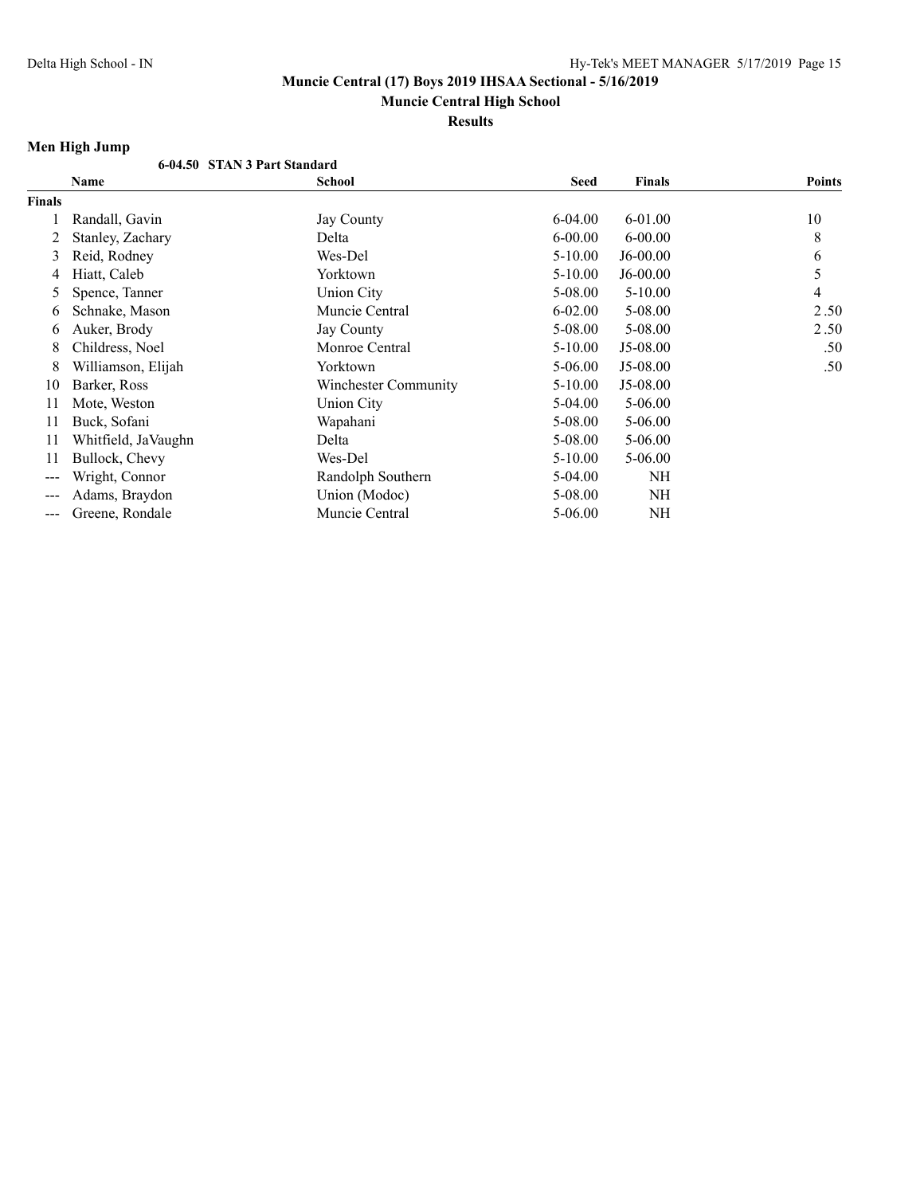# Muncie Central (17) Boys 2019 IHSAA Sectional - 5/16/2019

## Muncie Central High School

### Results

**Men High Jump**

6-04.50 STAN 3 Part Standard

| | Name | School | Seed | Finals | Points |
|---|---|---|---|---|---|
| **Finals** | | | | | |
| 1 | Randall, Gavin | Jay County | 6-04.00 | 6-01.00 | 10 |
| 2 | Stanley, Zachary | Delta | 6-00.00 | 6-00.00 | 8 |
| 3 | Reid, Rodney | Wes-Del | 5-10.00 | J6-00.00 | 6 |
| 4 | Hiatt, Caleb | Yorktown | 5-10.00 | J6-00.00 | 5 |
| 5 | Spence, Tanner | Union City | 5-08.00 | 5-10.00 | 4 |
| 6 | Schnake, Mason | Muncie Central | 6-02.00 | 5-08.00 | 2.50 |
| 6 | Auker, Brody | Jay County | 5-08.00 | 5-08.00 | 2.50 |
| 8 | Childress, Noel | Monroe Central | 5-10.00 | J5-08.00 | .50 |
| 8 | Williamson, Elijah | Yorktown | 5-06.00 | J5-08.00 | .50 |
| 10 | Barker, Ross | Winchester Community | 5-10.00 | J5-08.00 | |
| 11 | Mote, Weston | Union City | 5-04.00 | 5-06.00 | |
| 11 | Buck, Sofani | Wapahani | 5-08.00 | 5-06.00 | |
| 11 | Whitfield, JaVaughn | Delta | 5-08.00 | 5-06.00 | |
| 11 | Bullock, Chevy | Wes-Del | 5-10.00 | 5-06.00 | |
| --- | Wright, Connor | Randolph Southern | 5-04.00 | NH | |
| --- | Adams, Braydon | Union (Modoc) | 5-08.00 | NH | |
| --- | Greene, Rondale | Muncie Central | 5-06.00 | NH | |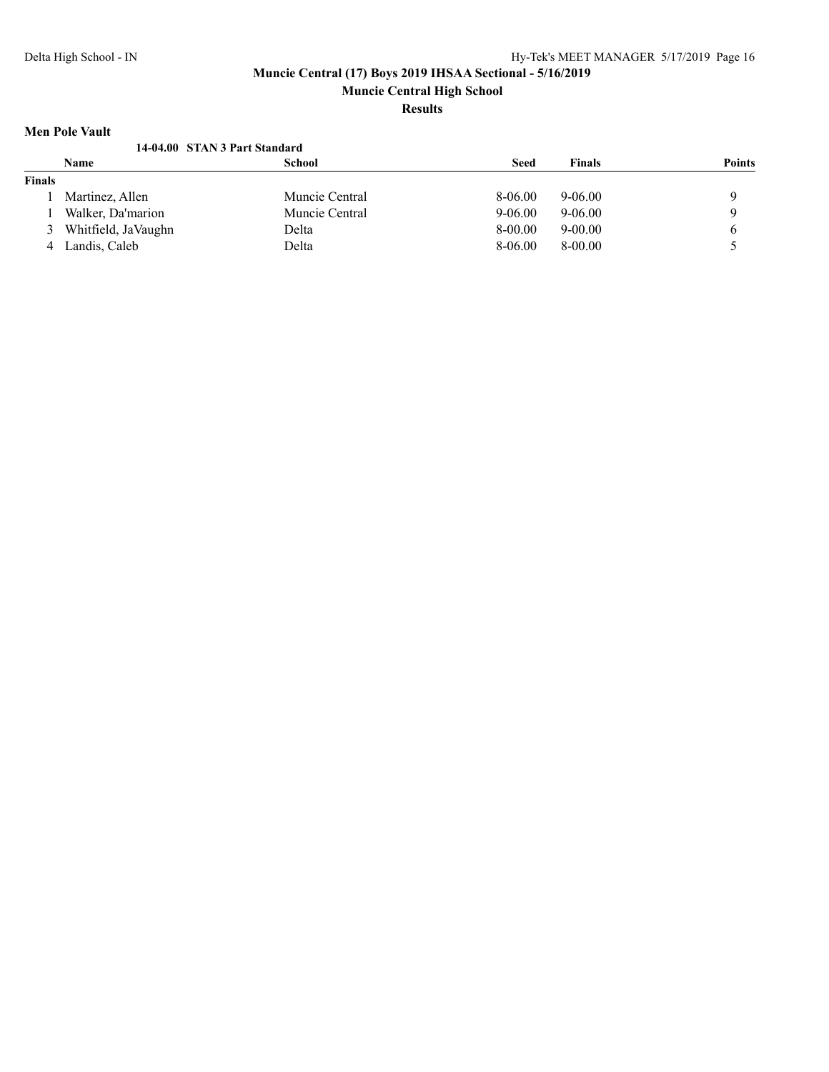**Muncie Central (17) Boys 2019 IHSAA Sectional - 5/16/2019**

**Muncie Central High School**

**Results**

### Men Pole Vault

**14-04.00 STAN 3 Part Standard**

| | Name | School | Seed | Finals | Points |
|---|---|---|---|---|---|
| **Finals** | | | | | |
| 1 | Martinez, Allen | Muncie Central | 8-06.00 | 9-06.00 | 9 |
| 1 | Walker, Da'marion | Muncie Central | 9-06.00 | 9-06.00 | 9 |
| 3 | Whitfield, JaVaughn | Delta | 8-00.00 | 9-00.00 | 6 |
| 4 | Landis, Caleb | Delta | 8-06.00 | 8-00.00 | 5 |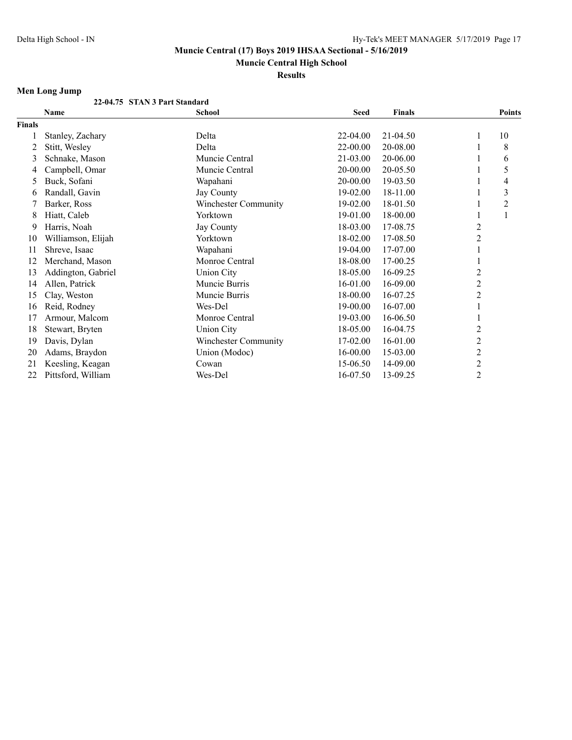# Muncie Central (17) Boys 2019 IHSAA Sectional - 5/16/2019

## Muncie Central High School

### Results

**Men Long Jump**

22-04.75 STAN 3 Part Standard

| | Name | School | Seed | Finals | | Points |
|---|---|---|---|---|---|---|
| **Finals** | | | | | | |
| 1 | Stanley, Zachary | Delta | 22-04.00 | 21-04.50 | 1 | 10 |
| 2 | Stitt, Wesley | Delta | 22-00.00 | 20-08.00 | 1 | 8 |
| 3 | Schnake, Mason | Muncie Central | 21-03.00 | 20-06.00 | 1 | 6 |
| 4 | Campbell, Omar | Muncie Central | 20-00.00 | 20-05.50 | 1 | 5 |
| 5 | Buck, Sofani | Wapahani | 20-00.00 | 19-03.50 | 1 | 4 |
| 6 | Randall, Gavin | Jay County | 19-02.00 | 18-11.00 | 1 | 3 |
| 7 | Barker, Ross | Winchester Community | 19-02.00 | 18-01.50 | 1 | 2 |
| 8 | Hiatt, Caleb | Yorktown | 19-01.00 | 18-00.00 | 1 | 1 |
| 9 | Harris, Noah | Jay County | 18-03.00 | 17-08.75 | 2 | |
| 10 | Williamson, Elijah | Yorktown | 18-02.00 | 17-08.50 | 2 | |
| 11 | Shreve, Isaac | Wapahani | 19-04.00 | 17-07.00 | 1 | |
| 12 | Merchand, Mason | Monroe Central | 18-08.00 | 17-00.25 | 1 | |
| 13 | Addington, Gabriel | Union City | 18-05.00 | 16-09.25 | 2 | |
| 14 | Allen, Patrick | Muncie Burris | 16-01.00 | 16-09.00 | 2 | |
| 15 | Clay, Weston | Muncie Burris | 18-00.00 | 16-07.25 | 2 | |
| 16 | Reid, Rodney | Wes-Del | 19-00.00 | 16-07.00 | 1 | |
| 17 | Armour, Malcom | Monroe Central | 19-03.00 | 16-06.50 | 1 | |
| 18 | Stewart, Bryten | Union City | 18-05.00 | 16-04.75 | 2 | |
| 19 | Davis, Dylan | Winchester Community | 17-02.00 | 16-01.00 | 2 | |
| 20 | Adams, Braydon | Union (Modoc) | 16-00.00 | 15-03.00 | 2 | |
| 21 | Keesling, Keagan | Cowan | 15-06.50 | 14-09.00 | 2 | |
| 22 | Pittsford, William | Wes-Del | 16-07.50 | 13-09.25 | 2 | |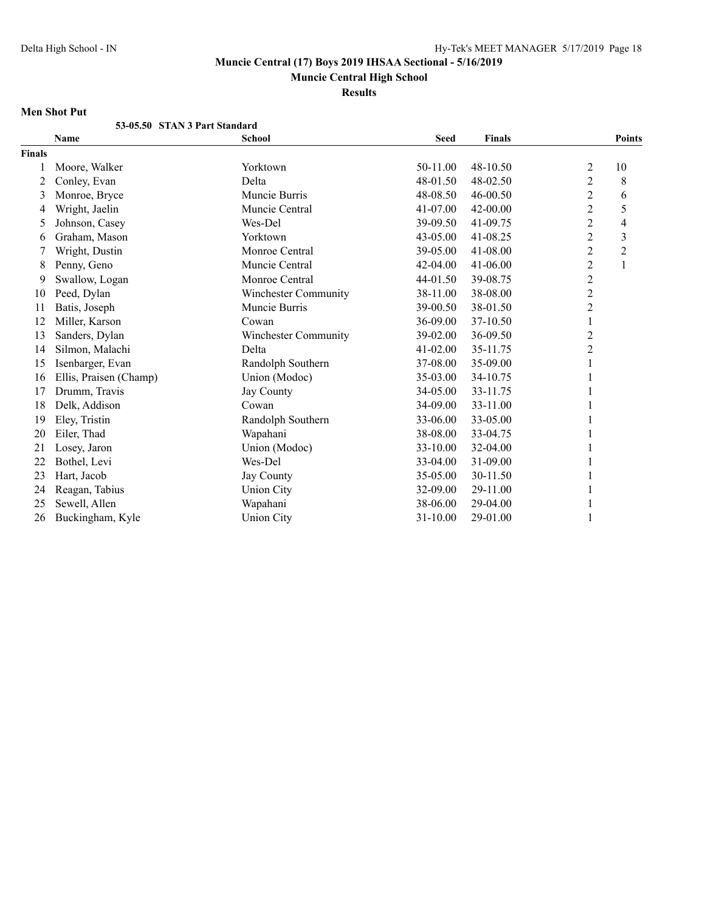# Muncie Central (17) Boys 2019 IHSAA Sectional - 5/16/2019

## Muncie Central High School

### Results

**Men Shot Put**

53-05.50 STAN 3 Part Standard

| | Name | School | Seed | Finals | | Points |
|---|---|---|---|---|---|---|
| **Finals** | | | | | | |
| 1 | Moore, Walker | Yorktown | 50-11.00 | 48-10.50 | 2 | 10 |
| 2 | Conley, Evan | Delta | 48-01.50 | 48-02.50 | 2 | 8 |
| 3 | Monroe, Bryce | Muncie Burris | 48-08.50 | 46-00.50 | 2 | 6 |
| 4 | Wright, Jaelin | Muncie Central | 41-07.00 | 42-00.00 | 2 | 5 |
| 5 | Johnson, Casey | Wes-Del | 39-09.50 | 41-09.75 | 2 | 4 |
| 6 | Graham, Mason | Yorktown | 43-05.00 | 41-08.25 | 2 | 3 |
| 7 | Wright, Dustin | Monroe Central | 39-05.00 | 41-08.00 | 2 | 2 |
| 8 | Penny, Geno | Muncie Central | 42-04.00 | 41-06.00 | 2 | 1 |
| 9 | Swallow, Logan | Monroe Central | 44-01.50 | 39-08.75 | 2 | |
| 10 | Peed, Dylan | Winchester Community | 38-11.00 | 38-08.00 | 2 | |
| 11 | Batis, Joseph | Muncie Burris | 39-00.50 | 38-01.50 | 2 | |
| 12 | Miller, Karson | Cowan | 36-09.00 | 37-10.50 | 1 | |
| 13 | Sanders, Dylan | Winchester Community | 39-02.00 | 36-09.50 | 2 | |
| 14 | Silmon, Malachi | Delta | 41-02.00 | 35-11.75 | 2 | |
| 15 | Isenbarger, Evan | Randolph Southern | 37-08.00 | 35-09.00 | 1 | |
| 16 | Ellis, Praisen (Champ) | Union (Modoc) | 35-03.00 | 34-10.75 | 1 | |
| 17 | Drumm, Travis | Jay County | 34-05.00 | 33-11.75 | 1 | |
| 18 | Delk, Addison | Cowan | 34-09.00 | 33-11.00 | 1 | |
| 19 | Eley, Tristin | Randolph Southern | 33-06.00 | 33-05.00 | 1 | |
| 20 | Eiler, Thad | Wapahani | 38-08.00 | 33-04.75 | 1 | |
| 21 | Losey, Jaron | Union (Modoc) | 33-10.00 | 32-04.00 | 1 | |
| 22 | Bothel, Levi | Wes-Del | 33-04.00 | 31-09.00 | 1 | |
| 23 | Hart, Jacob | Jay County | 35-05.00 | 30-11.50 | 1 | |
| 24 | Reagan, Tabius | Union City | 32-09.00 | 29-11.00 | 1 | |
| 25 | Sewell, Allen | Wapahani | 38-06.00 | 29-04.00 | 1 | |
| 26 | Buckingham, Kyle | Union City | 31-10.00 | 29-01.00 | 1 | |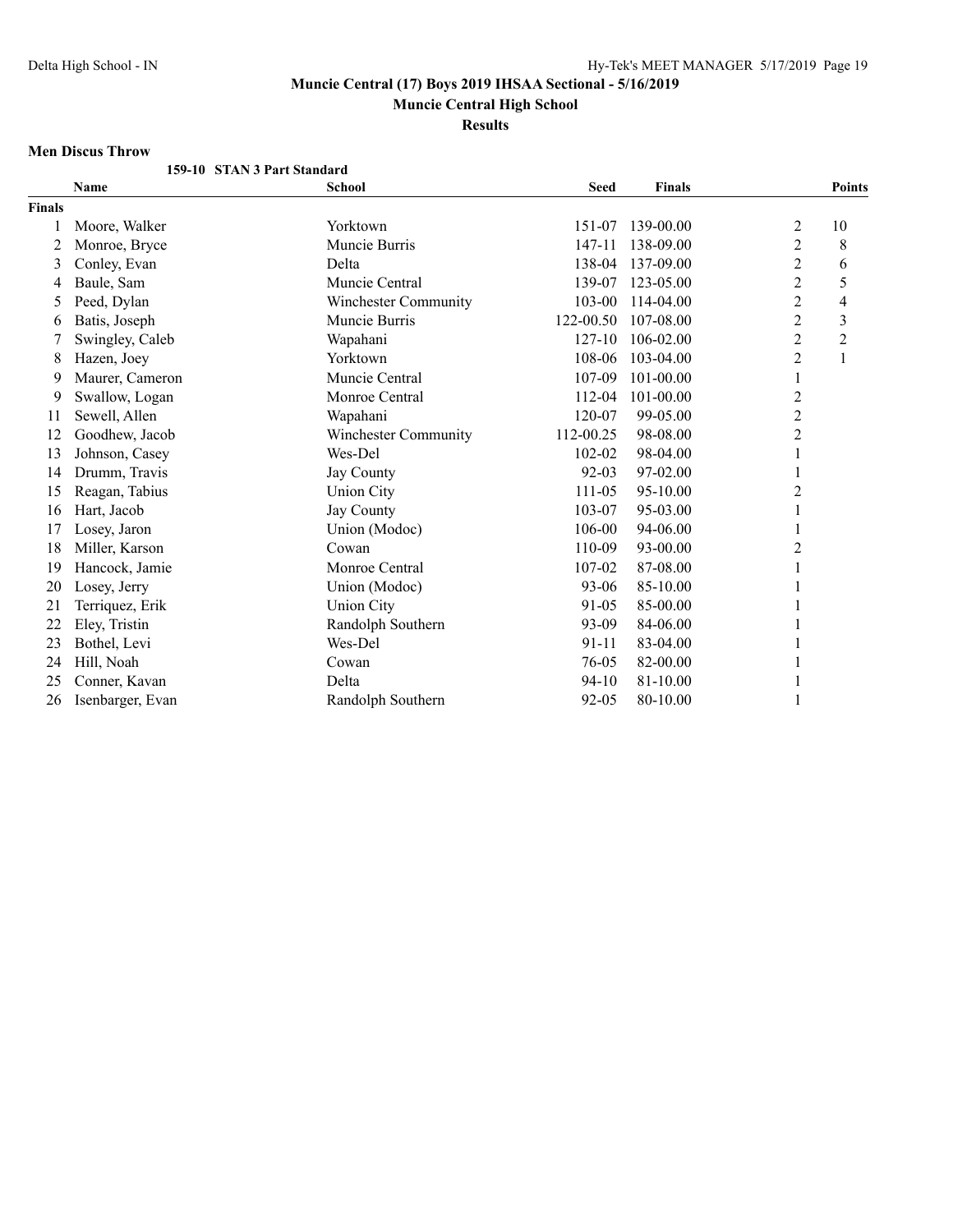**Muncie Central (17) Boys 2019 IHSAA Sectional - 5/16/2019**

**Muncie Central High School**

**Results**

### Men Discus Throw

**159-10 STAN 3 Part Standard**

| | Name | School | Seed | Finals | | Points |
|---|---|---|---|---|---|---|
| **Finals** | | | | | | |
| 1 | Moore, Walker | Yorktown | 151-07 | 139-00.00 | 2 | 10 |
| 2 | Monroe, Bryce | Muncie Burris | 147-11 | 138-09.00 | 2 | 8 |
| 3 | Conley, Evan | Delta | 138-04 | 137-09.00 | 2 | 6 |
| 4 | Baule, Sam | Muncie Central | 139-07 | 123-05.00 | 2 | 5 |
| 5 | Peed, Dylan | Winchester Community | 103-00 | 114-04.00 | 2 | 4 |
| 6 | Batis, Joseph | Muncie Burris | 122-00.50 | 107-08.00 | 2 | 3 |
| 7 | Swingley, Caleb | Wapahani | 127-10 | 106-02.00 | 2 | 2 |
| 8 | Hazen, Joey | Yorktown | 108-06 | 103-04.00 | 2 | 1 |
| 9 | Maurer, Cameron | Muncie Central | 107-09 | 101-00.00 | 1 | |
| 9 | Swallow, Logan | Monroe Central | 112-04 | 101-00.00 | 2 | |
| 11 | Sewell, Allen | Wapahani | 120-07 | 99-05.00 | 2 | |
| 12 | Goodhew, Jacob | Winchester Community | 112-00.25 | 98-08.00 | 2 | |
| 13 | Johnson, Casey | Wes-Del | 102-02 | 98-04.00 | 1 | |
| 14 | Drumm, Travis | Jay County | 92-03 | 97-02.00 | 1 | |
| 15 | Reagan, Tabius | Union City | 111-05 | 95-10.00 | 2 | |
| 16 | Hart, Jacob | Jay County | 103-07 | 95-03.00 | 1 | |
| 17 | Losey, Jaron | Union (Modoc) | 106-00 | 94-06.00 | 1 | |
| 18 | Miller, Karson | Cowan | 110-09 | 93-00.00 | 2 | |
| 19 | Hancock, Jamie | Monroe Central | 107-02 | 87-08.00 | 1 | |
| 20 | Losey, Jerry | Union (Modoc) | 93-06 | 85-10.00 | 1 | |
| 21 | Terriquez, Erik | Union City | 91-05 | 85-00.00 | 1 | |
| 22 | Eley, Tristin | Randolph Southern | 93-09 | 84-06.00 | 1 | |
| 23 | Bothel, Levi | Wes-Del | 91-11 | 83-04.00 | 1 | |
| 24 | Hill, Noah | Cowan | 76-05 | 82-00.00 | 1 | |
| 25 | Conner, Kavan | Delta | 94-10 | 81-10.00 | 1 | |
| 26 | Isenbarger, Evan | Randolph Southern | 92-05 | 80-10.00 | 1 | |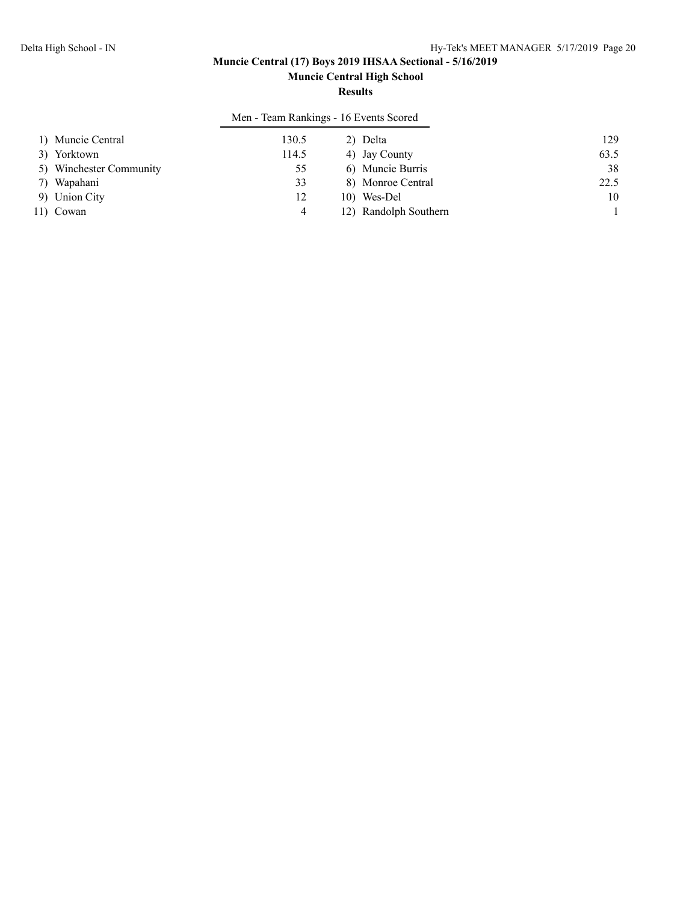# Muncie Central (17) Boys 2019 IHSAA Sectional - 5/16/2019

## Muncie Central High School

### Results

Men - Team Rankings - 16 Events Scored

| | | | | | |
|---|---|---|---|---|---|
| 1) | Muncie Central | 130.5 | 2) | Delta | 129 |
| 3) | Yorktown | 114.5 | 4) | Jay County | 63.5 |
| 5) | Winchester Community | 55 | 6) | Muncie Burris | 38 |
| 7) | Wapahani | 33 | 8) | Monroe Central | 22.5 |
| 9) | Union City | 12 | 10) | Wes-Del | 10 |
| 11) | Cowan | 4 | 12) | Randolph Southern | 1 |